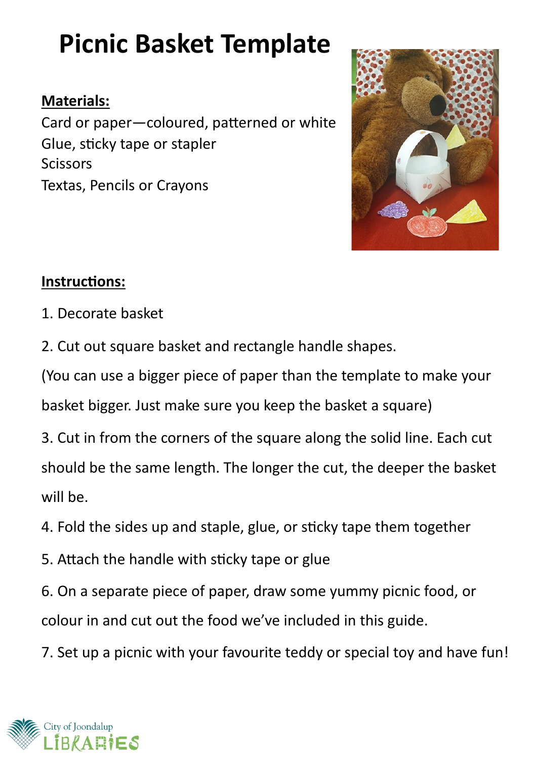# Picnic Basket Template

**Materials:**

Card or paper—coloured, patterned or white
Glue, sticky tape or stapler
Scissors
Textas, Pencils or Crayons

**Instructions:**

1. Decorate basket

2. Cut out square basket and rectangle handle shapes.

(You can use a bigger piece of paper than the template to make your basket bigger. Just make sure you keep the basket a square)

3. Cut in from the corners of the square along the solid line. Each cut should be the same length. The longer the cut, the deeper the basket will be.

4. Fold the sides up and staple, glue, or sticky tape them together

5. Attach the handle with sticky tape or glue

6. On a separate piece of paper, draw some yummy picnic food, or colour in and cut out the food we've included in this guide.

7. Set up a picnic with your favourite teddy or special toy and have fun!

City of Joondalup LIBRARIES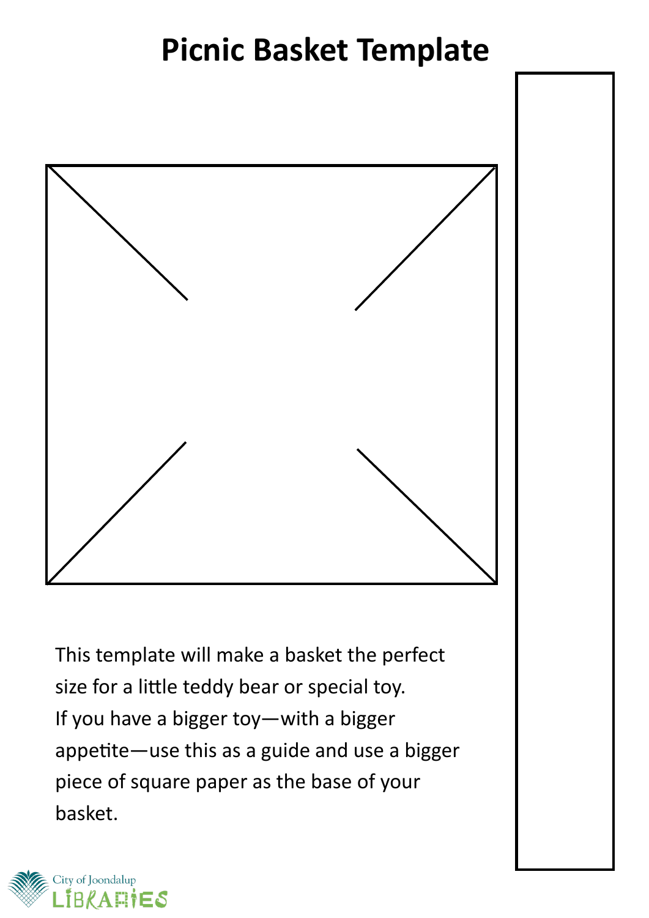# Picnic Basket Template

This template will make a basket the perfect size for a little teddy bear or special toy. If you have a bigger toy—with a bigger appetite—use this as a guide and use a bigger piece of square paper as the base of your basket.

City of Joondalup LIBRARIES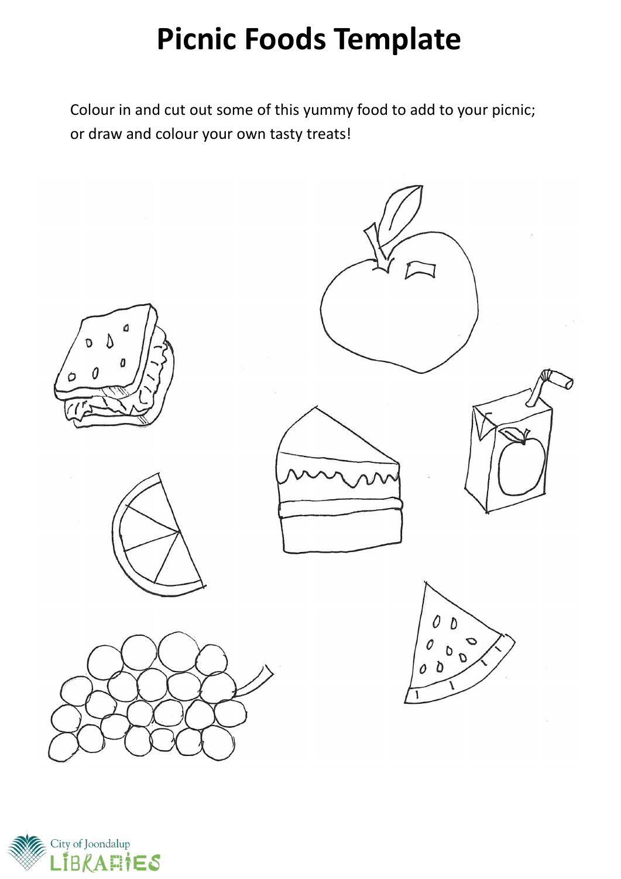# Picnic Foods Template

Colour in and cut out some of this yummy food to add to your picnic; or draw and colour your own tasty treats!